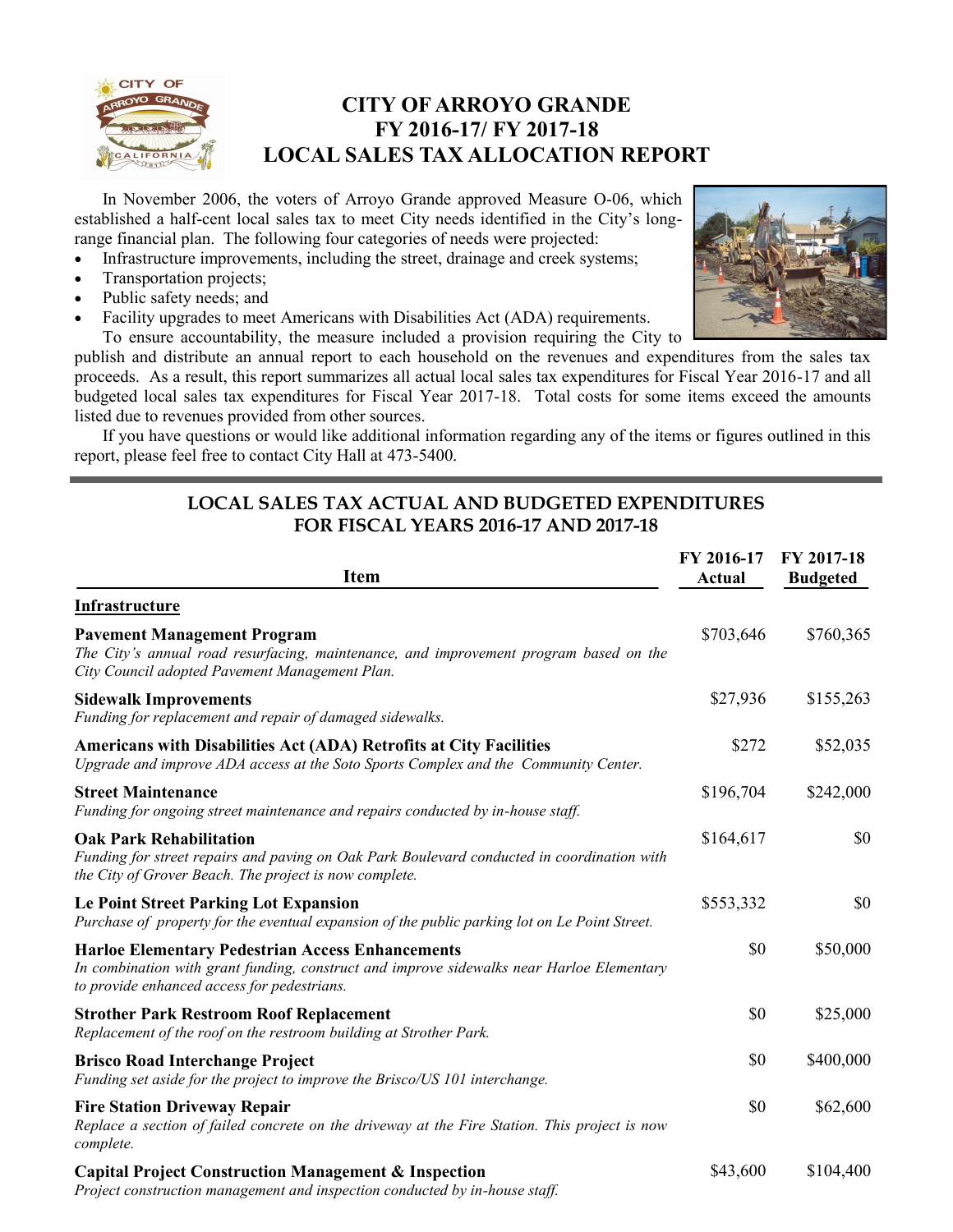# CITY OF ARROYO GRANDE
# FY 2016-17/ FY 2017-18
# LOCAL SALES TAX ALLOCATION REPORT

In November 2006, the voters of Arroyo Grande approved Measure O-06, which established a half-cent local sales tax to meet City needs identified in the City's long-range financial plan. The following four categories of needs were projected:

- Infrastructure improvements, including the street, drainage and creek systems;
- Transportation projects;
- Public safety needs; and
- Facility upgrades to meet Americans with Disabilities Act (ADA) requirements.

To ensure accountability, the measure included a provision requiring the City to publish and distribute an annual report to each household on the revenues and expenditures from the sales tax proceeds. As a result, this report summarizes all actual local sales tax expenditures for Fiscal Year 2016-17 and all budgeted local sales tax expenditures for Fiscal Year 2017-18. Total costs for some items exceed the amounts listed due to revenues provided from other sources.

If you have questions or would like additional information regarding any of the items or figures outlined in this report, please feel free to contact City Hall at 473-5400.

## LOCAL SALES TAX ACTUAL AND BUDGETED EXPENDITURES FOR FISCAL YEARS 2016-17 AND 2017-18

| Item | FY 2016-17 Actual | FY 2017-18 Budgeted |
|---|---|---|
| **Infrastructure** | | |
| **Pavement Management Program**<br>*The City's annual road resurfacing, maintenance, and improvement program based on the City Council adopted Pavement Management Plan.* | $703,646 | $760,365 |
| **Sidewalk Improvements**<br>*Funding for replacement and repair of damaged sidewalks.* | $27,936 | $155,263 |
| **Americans with Disabilities Act (ADA) Retrofits at City Facilities**<br>*Upgrade and improve ADA access at the Soto Sports Complex and the Community Center.* | $272 | $52,035 |
| **Street Maintenance**<br>*Funding for ongoing street maintenance and repairs conducted by in-house staff.* | $196,704 | $242,000 |
| **Oak Park Rehabilitation**<br>*Funding for street repairs and paving on Oak Park Boulevard conducted in coordination with the City of Grover Beach. The project is now complete.* | $164,617 | $0 |
| **Le Point Street Parking Lot Expansion**<br>*Purchase of property for the eventual expansion of the public parking lot on Le Point Street.* | $553,332 | $0 |
| **Harloe Elementary Pedestrian Access Enhancements**<br>*In combination with grant funding, construct and improve sidewalks near Harloe Elementary to provide enhanced access for pedestrians.* | $0 | $50,000 |
| **Strother Park Restroom Roof Replacement**<br>*Replacement of the roof on the restroom building at Strother Park.* | $0 | $25,000 |
| **Brisco Road Interchange Project**<br>*Funding set aside for the project to improve the Brisco/US 101 interchange.* | $0 | $400,000 |
| **Fire Station Driveway Repair**<br>*Replace a section of failed concrete on the driveway at the Fire Station. This project is now complete.* | $0 | $62,600 |
| **Capital Project Construction Management & Inspection**<br>*Project construction management and inspection conducted by in-house staff.* | $43,600 | $104,400 |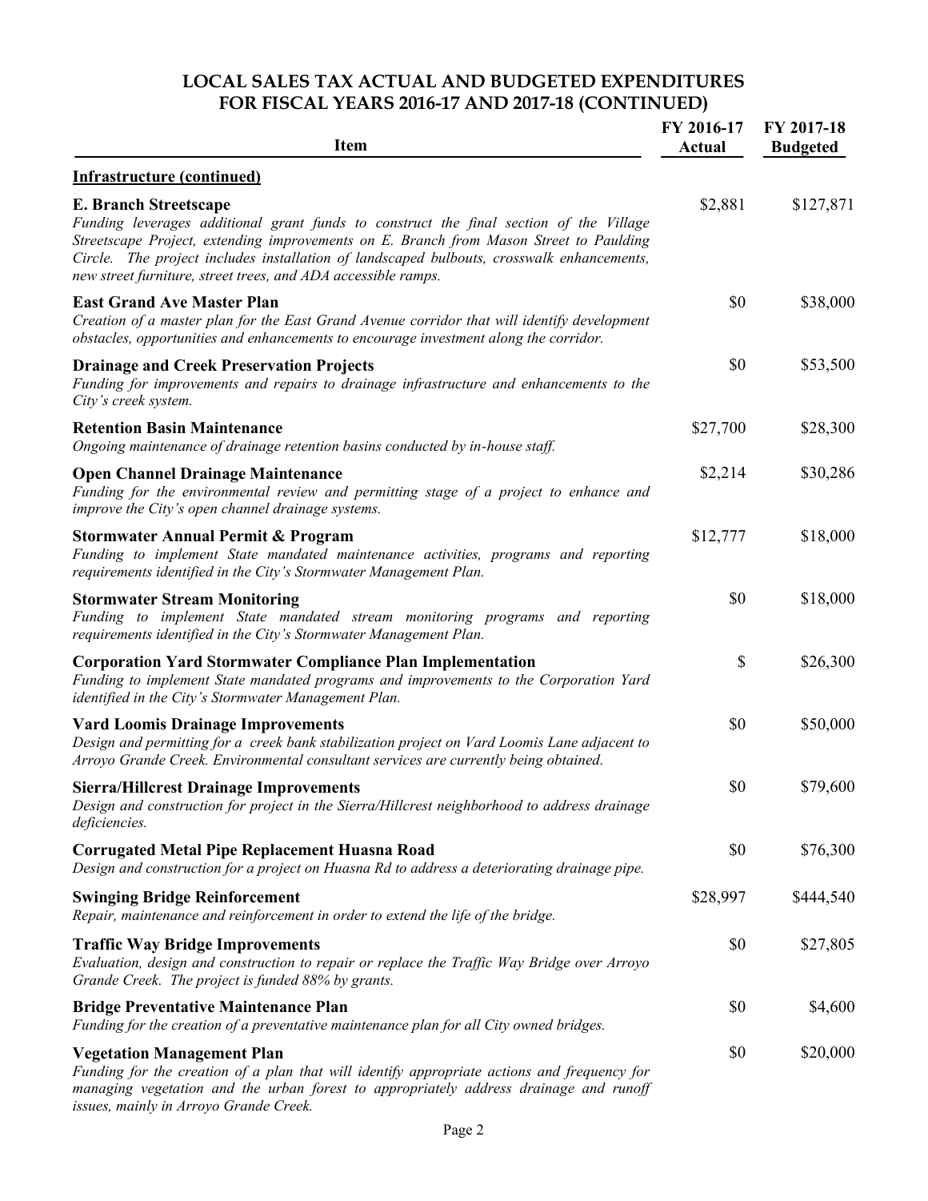## LOCAL SALES TAX ACTUAL AND BUDGETED EXPENDITURES FOR FISCAL YEARS 2016-17 AND 2017-18 (CONTINUED)

| Item | FY 2016-17 Actual | FY 2017-18 Budgeted |
|---|---|---|
| **Infrastructure (continued)** | | |
| **E. Branch Streetscape**<br>*Funding leverages additional grant funds to construct the final section of the Village Streetscape Project, extending improvements on E. Branch from Mason Street to Paulding Circle. The project includes installation of landscaped bulbouts, crosswalk enhancements, new street furniture, street trees, and ADA accessible ramps.* | $2,881 | $127,871 |
| **East Grand Ave Master Plan**<br>*Creation of a master plan for the East Grand Avenue corridor that will identify development obstacles, opportunities and enhancements to encourage investment along the corridor.* | $0 | $38,000 |
| **Drainage and Creek Preservation Projects**<br>*Funding for improvements and repairs to drainage infrastructure and enhancements to the City's creek system.* | $0 | $53,500 |
| **Retention Basin Maintenance**<br>*Ongoing maintenance of drainage retention basins conducted by in-house staff.* | $27,700 | $28,300 |
| **Open Channel Drainage Maintenance**<br>*Funding for the environmental review and permitting stage of a project to enhance and improve the City's open channel drainage systems.* | $2,214 | $30,286 |
| **Stormwater Annual Permit & Program**<br>*Funding to implement State mandated maintenance activities, programs and reporting requirements identified in the City's Stormwater Management Plan.* | $12,777 | $18,000 |
| **Stormwater Stream Monitoring**<br>*Funding to implement State mandated stream monitoring programs and reporting requirements identified in the City's Stormwater Management Plan.* | $0 | $18,000 |
| **Corporation Yard Stormwater Compliance Plan Implementation**<br>*Funding to implement State mandated programs and improvements to the Corporation Yard identified in the City's Stormwater Management Plan.* | $ | $26,300 |
| **Vard Loomis Drainage Improvements**<br>*Design and permitting for a creek bank stabilization project on Vard Loomis Lane adjacent to Arroyo Grande Creek. Environmental consultant services are currently being obtained.* | $0 | $50,000 |
| **Sierra/Hillcrest Drainage Improvements**<br>*Design and construction for project in the Sierra/Hillcrest neighborhood to address drainage deficiencies.* | $0 | $79,600 |
| **Corrugated Metal Pipe Replacement Huasna Road**<br>*Design and construction for a project on Huasna Rd to address a deteriorating drainage pipe.* | $0 | $76,300 |
| **Swinging Bridge Reinforcement**<br>*Repair, maintenance and reinforcement in order to extend the life of the bridge.* | $28,997 | $444,540 |
| **Traffic Way Bridge Improvements**<br>*Evaluation, design and construction to repair or replace the Traffic Way Bridge over Arroyo Grande Creek. The project is funded 88% by grants.* | $0 | $27,805 |
| **Bridge Preventative Maintenance Plan**<br>*Funding for the creation of a preventative maintenance plan for all City owned bridges.* | $0 | $4,600 |
| **Vegetation Management Plan**<br>*Funding for the creation of a plan that will identify appropriate actions and frequency for managing vegetation and the urban forest to appropriately address drainage and runoff issues, mainly in Arroyo Grande Creek.* | $0 | $20,000 |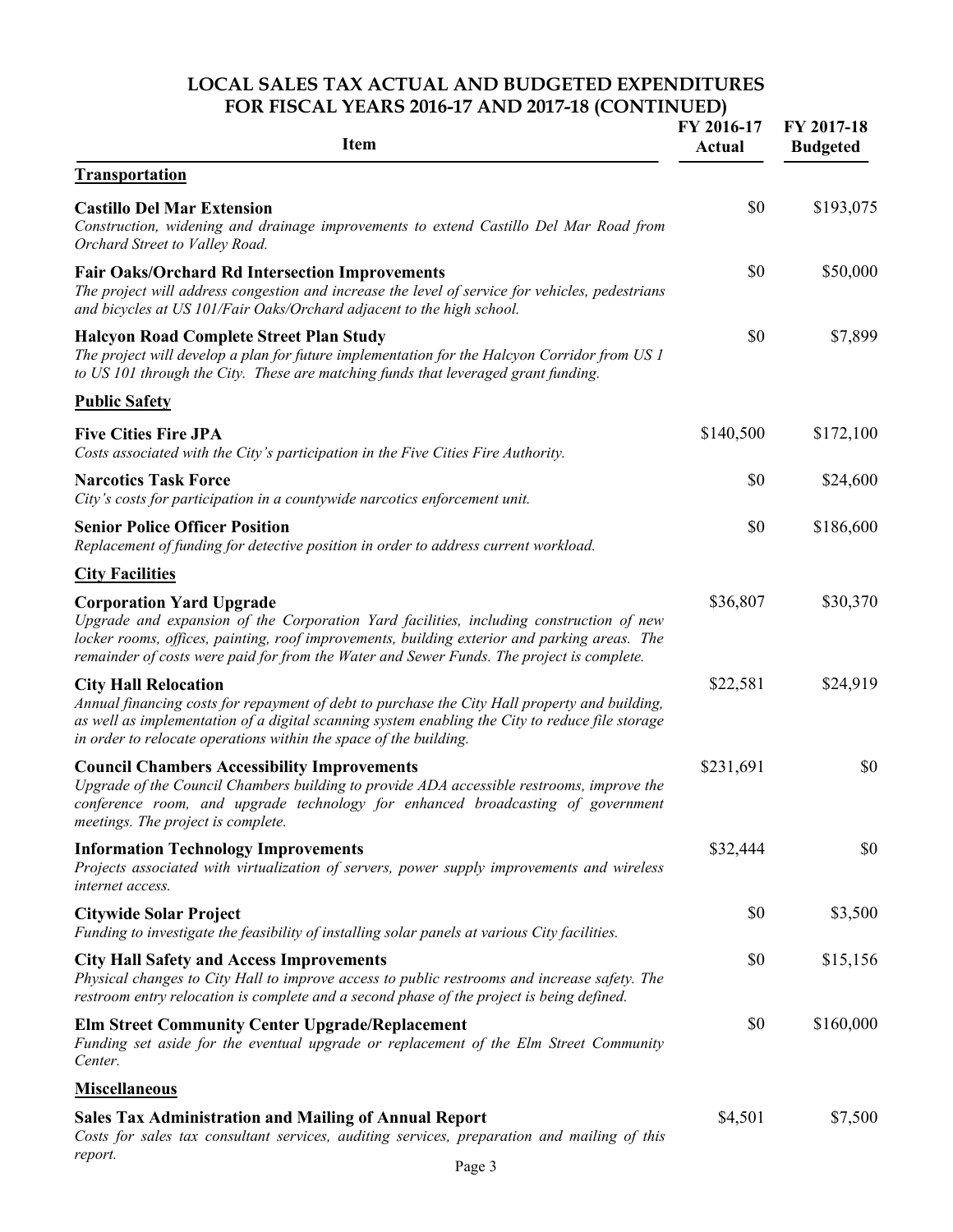## LOCAL SALES TAX ACTUAL AND BUDGETED EXPENDITURES FOR FISCAL YEARS 2016-17 AND 2017-18 (CONTINUED)

| Item | FY 2016-17 Actual | FY 2017-18 Budgeted |
|---|---|---|
| **Transportation** | | |
| **Castillo Del Mar Extension**<br>*Construction, widening and drainage improvements to extend Castillo Del Mar Road from Orchard Street to Valley Road.* | $0 | $193,075 |
| **Fair Oaks/Orchard Rd Intersection Improvements**<br>*The project will address congestion and increase the level of service for vehicles, pedestrians and bicycles at US 101/Fair Oaks/Orchard adjacent to the high school.* | $0 | $50,000 |
| **Halcyon Road Complete Street Plan Study**<br>*The project will develop a plan for future implementation for the Halcyon Corridor from US 1 to US 101 through the City. These are matching funds that leveraged grant funding.* | $0 | $7,899 |
| **Public Safety** | | |
| **Five Cities Fire JPA**<br>*Costs associated with the City's participation in the Five Cities Fire Authority.* | $140,500 | $172,100 |
| **Narcotics Task Force**<br>*City's costs for participation in a countywide narcotics enforcement unit.* | $0 | $24,600 |
| **Senior Police Officer Position**<br>*Replacement of funding for detective position in order to address current workload.* | $0 | $186,600 |
| **City Facilities** | | |
| **Corporation Yard Upgrade**<br>*Upgrade and expansion of the Corporation Yard facilities, including construction of new locker rooms, offices, painting, roof improvements, building exterior and parking areas. The remainder of costs were paid for from the Water and Sewer Funds. The project is complete.* | $36,807 | $30,370 |
| **City Hall Relocation**<br>*Annual financing costs for repayment of debt to purchase the City Hall property and building, as well as implementation of a digital scanning system enabling the City to reduce file storage in order to relocate operations within the space of the building.* | $22,581 | $24,919 |
| **Council Chambers Accessibility Improvements**<br>*Upgrade of the Council Chambers building to provide ADA accessible restrooms, improve the conference room, and upgrade technology for enhanced broadcasting of government meetings. The project is complete.* | $231,691 | $0 |
| **Information Technology Improvements**<br>*Projects associated with virtualization of servers, power supply improvements and wireless internet access.* | $32,444 | $0 |
| **Citywide Solar Project**<br>*Funding to investigate the feasibility of installing solar panels at various City facilities.* | $0 | $3,500 |
| **City Hall Safety and Access Improvements**<br>*Physical changes to City Hall to improve access to public restrooms and increase safety. The restroom entry relocation is complete and a second phase of the project is being defined.* | $0 | $15,156 |
| **Elm Street Community Center Upgrade/Replacement**<br>*Funding set aside for the eventual upgrade or replacement of the Elm Street Community Center.* | $0 | $160,000 |
| **Miscellaneous** | | |
| **Sales Tax Administration and Mailing of Annual Report**<br>*Costs for sales tax consultant services, auditing services, preparation and mailing of this report.* | $4,501 | $7,500 |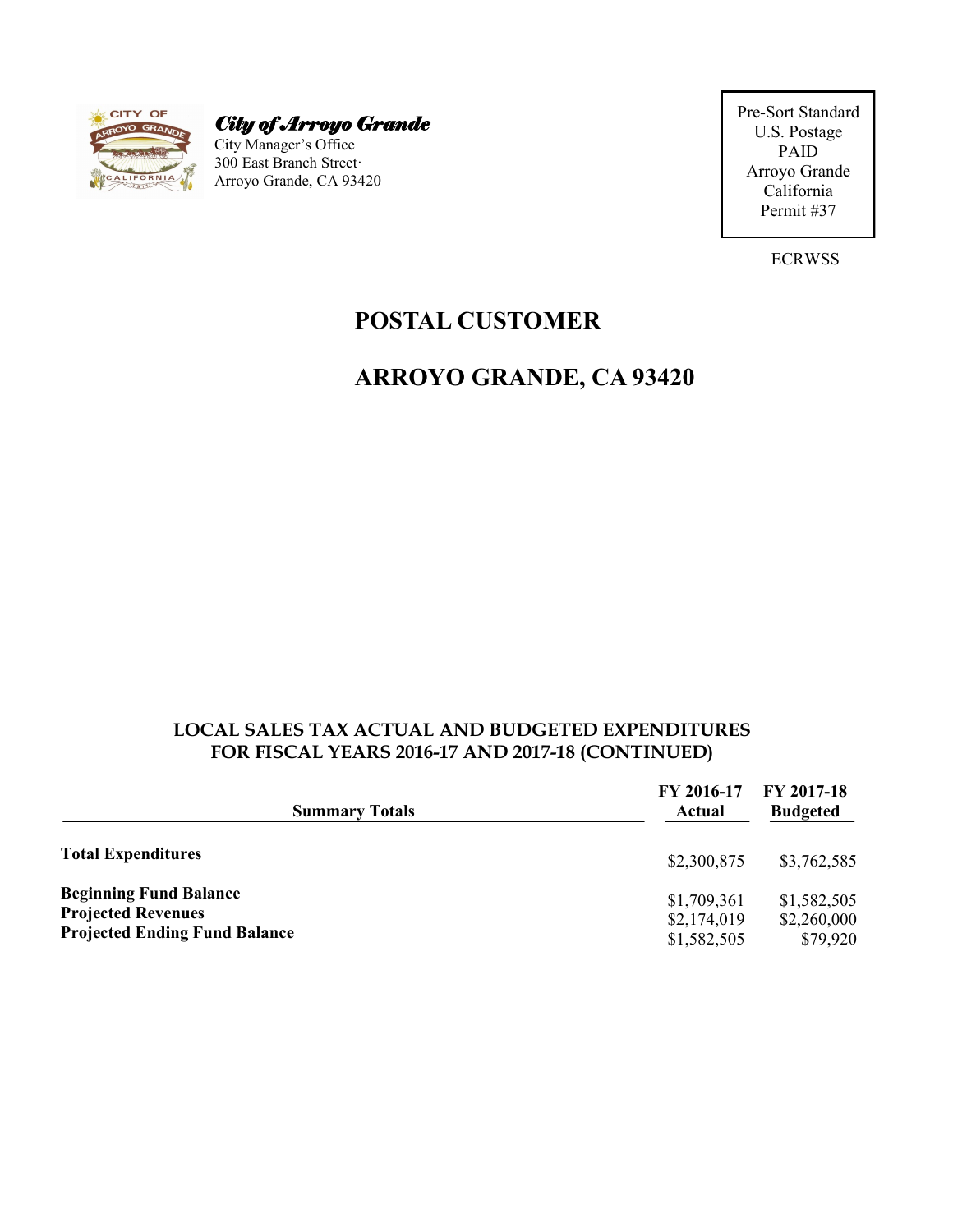***City of Arroyo Grande***
City Manager's Office
300 East Branch Street·
Arroyo Grande, CA 93420

Pre-Sort Standard
U.S. Postage
PAID
Arroyo Grande
California
Permit #37

ECRWSS

## POSTAL CUSTOMER

## ARROYO GRANDE, CA 93420

### LOCAL SALES TAX ACTUAL AND BUDGETED EXPENDITURES FOR FISCAL YEARS 2016-17 AND 2017-18 (CONTINUED)

| Summary Totals | FY 2016-17 Actual | FY 2017-18 Budgeted |
|---|---|---|
| **Total Expenditures** | $2,300,875 | $3,762,585 |
| **Beginning Fund Balance** | $1,709,361 | $1,582,505 |
| **Projected Revenues** | $2,174,019 | $2,260,000 |
| **Projected Ending Fund Balance** | $1,582,505 | $79,920 |